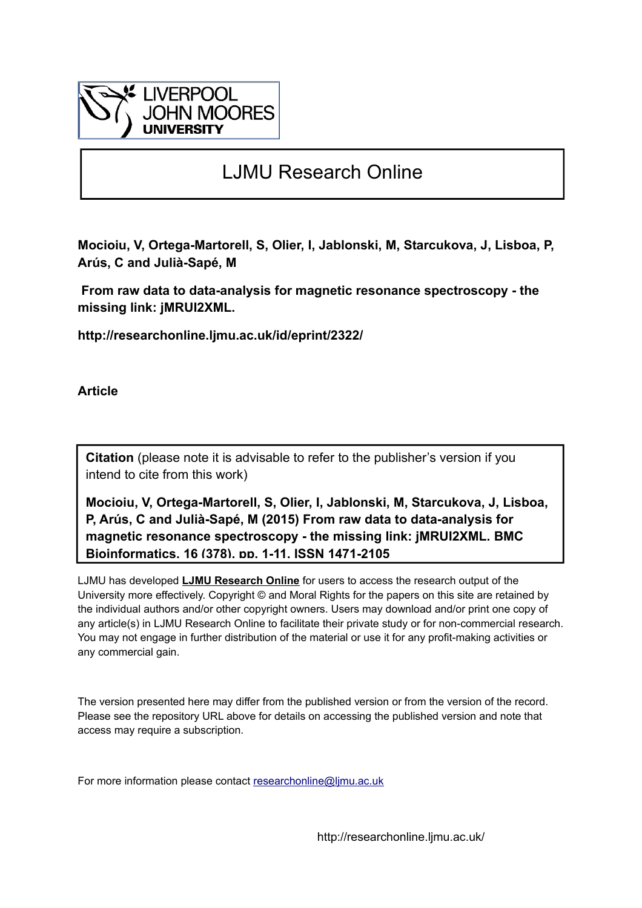LIVERPOOL JOHN MOORES UNIVERSITY

# LJMU Research Online

**Mocioiu, V, Ortega-Martorell, S, Olier, I, Jablonski, M, Starcukova, J, Lisboa, P, Arús, C and Julià-Sapé, M**

**From raw data to data-analysis for magnetic resonance spectroscopy - the missing link: jMRUI2XML.**

**http://researchonline.ljmu.ac.uk/id/eprint/2322/**

**Article**

**Citation** (please note it is advisable to refer to the publisher's version if you intend to cite from this work)

**Mocioiu, V, Ortega-Martorell, S, Olier, I, Jablonski, M, Starcukova, J, Lisboa, P, Arús, C and Julià-Sapé, M (2015) From raw data to data-analysis for magnetic resonance spectroscopy - the missing link: jMRUI2XML. BMC Bioinformatics, 16 (378). pp. 1-11. ISSN 1471-2105**

LJMU has developed **LJMU Research Online** for users to access the research output of the University more effectively. Copyright © and Moral Rights for the papers on this site are retained by the individual authors and/or other copyright owners. Users may download and/or print one copy of any article(s) in LJMU Research Online to facilitate their private study or for non-commercial research. You may not engage in further distribution of the material or use it for any profit-making activities or any commercial gain.

The version presented here may differ from the published version or from the version of the record. Please see the repository URL above for details on accessing the published version and note that access may require a subscription.

For more information please contact researchonline@ljmu.ac.uk

http://researchonline.ljmu.ac.uk/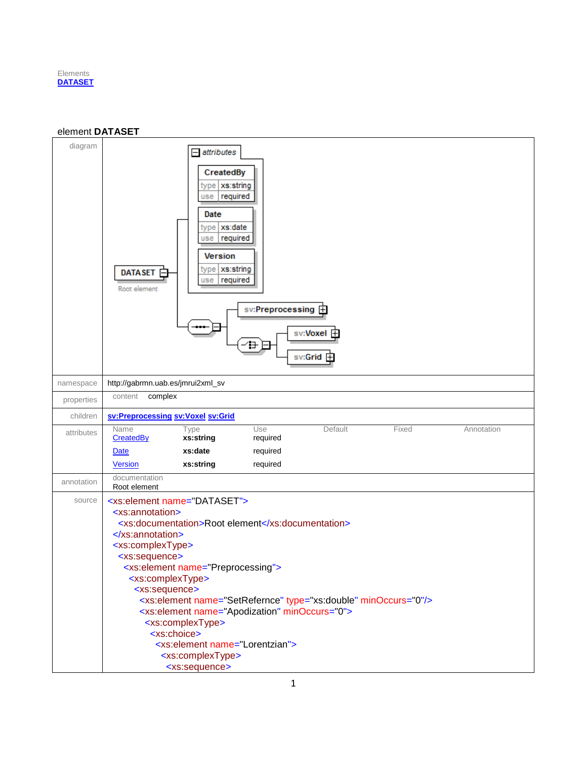Elements
[DATASET]

## element DATASET

| | |
|---|---|
| diagram | |
| namespace | http://gabrmn.uab.es/jmrui2xml_sv |
| properties | content complex |
| children | **sv:Preprocessing** **sv:Voxel** **sv:Grid** |
| attributes | |
| annotation | documentation<br>Root element |

Attributes:

| Name | Type | Use | Default | Fixed | Annotation |
|---|---|---|---|---|---|
| CreatedBy | **xs:string** | required | | | |
| Date | **xs:date** | required | | | |
| Version | **xs:string** | required | | | |

source

```
<xs:element name="DATASET">
  <xs:annotation>
    <xs:documentation>Root element</xs:documentation>
  </xs:annotation>
  <xs:complexType>
    <xs:sequence>
      <xs:element name="Preprocessing">
        <xs:complexType>
          <xs:sequence>
            <xs:element name="SetRefernce" type="xs:double" minOccurs="0"/>
            <xs:element name="Apodization" minOccurs="0">
              <xs:complexType>
                <xs:choice>
                  <xs:element name="Lorentzian">
                    <xs:complexType>
                      <xs:sequence>
```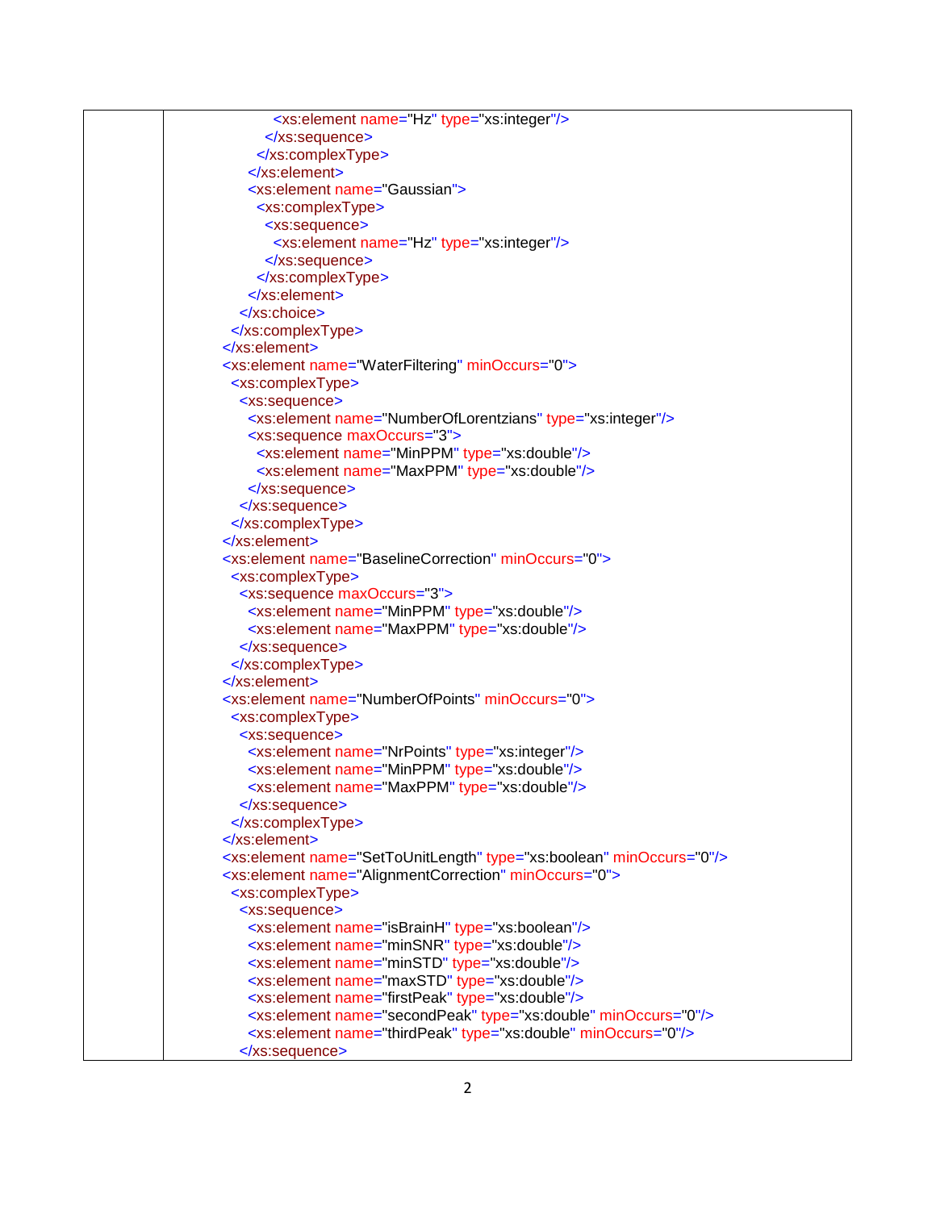```xml
              <xs:element name="Hz" type="xs:integer"/>
            </xs:sequence>
          </xs:complexType>
        </xs:element>
        <xs:element name="Gaussian">
          <xs:complexType>
            <xs:sequence>
              <xs:element name="Hz" type="xs:integer"/>
            </xs:sequence>
          </xs:complexType>
        </xs:element>
      </xs:choice>
    </xs:complexType>
  </xs:element>
  <xs:element name="WaterFiltering" minOccurs="0">
    <xs:complexType>
      <xs:sequence>
        <xs:element name="NumberOfLorentzians" type="xs:integer"/>
        <xs:sequence maxOccurs="3">
          <xs:element name="MinPPM" type="xs:double"/>
          <xs:element name="MaxPPM" type="xs:double"/>
        </xs:sequence>
      </xs:sequence>
    </xs:complexType>
  </xs:element>
  <xs:element name="BaselineCorrection" minOccurs="0">
    <xs:complexType>
      <xs:sequence maxOccurs="3">
        <xs:element name="MinPPM" type="xs:double"/>
        <xs:element name="MaxPPM" type="xs:double"/>
      </xs:sequence>
    </xs:complexType>
  </xs:element>
  <xs:element name="NumberOfPoints" minOccurs="0">
    <xs:complexType>
      <xs:sequence>
        <xs:element name="NrPoints" type="xs:integer"/>
        <xs:element name="MinPPM" type="xs:double"/>
        <xs:element name="MaxPPM" type="xs:double"/>
      </xs:sequence>
    </xs:complexType>
  </xs:element>
  <xs:element name="SetToUnitLength" type="xs:boolean" minOccurs="0"/>
  <xs:element name="AlignmentCorrection" minOccurs="0">
    <xs:complexType>
      <xs:sequence>
        <xs:element name="isBrainH" type="xs:boolean"/>
        <xs:element name="minSNR" type="xs:double"/>
        <xs:element name="minSTD" type="xs:double"/>
        <xs:element name="maxSTD" type="xs:double"/>
        <xs:element name="firstPeak" type="xs:double"/>
        <xs:element name="secondPeak" type="xs:double" minOccurs="0"/>
        <xs:element name="thirdPeak" type="xs:double" minOccurs="0"/>
      </xs:sequence>
```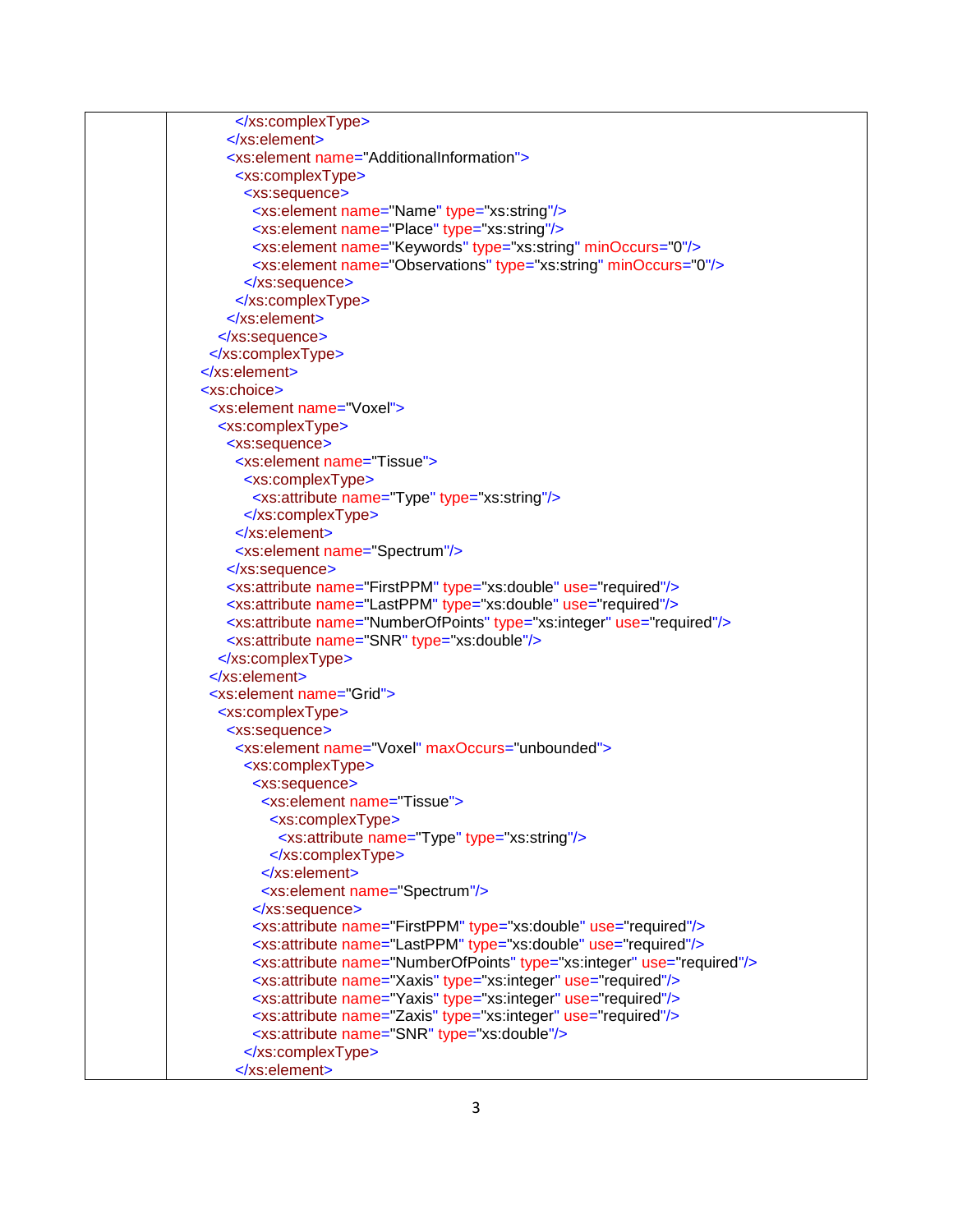```xml
            </xs:complexType>
          </xs:element>
          <xs:element name="AdditionalInformation">
            <xs:complexType>
              <xs:sequence>
                <xs:element name="Name" type="xs:string"/>
                <xs:element name="Place" type="xs:string"/>
                <xs:element name="Keywords" type="xs:string" minOccurs="0"/>
                <xs:element name="Observations" type="xs:string" minOccurs="0"/>
              </xs:sequence>
            </xs:complexType>
          </xs:element>
        </xs:sequence>
      </xs:complexType>
    </xs:element>
    <xs:choice>
      <xs:element name="Voxel">
        <xs:complexType>
          <xs:sequence>
            <xs:element name="Tissue">
              <xs:complexType>
                <xs:attribute name="Type" type="xs:string"/>
              </xs:complexType>
            </xs:element>
            <xs:element name="Spectrum"/>
          </xs:sequence>
          <xs:attribute name="FirstPPM" type="xs:double" use="required"/>
          <xs:attribute name="LastPPM" type="xs:double" use="required"/>
          <xs:attribute name="NumberOfPoints" type="xs:integer" use="required"/>
          <xs:attribute name="SNR" type="xs:double"/>
        </xs:complexType>
      </xs:element>
      <xs:element name="Grid">
        <xs:complexType>
          <xs:sequence>
            <xs:element name="Voxel" maxOccurs="unbounded">
              <xs:complexType>
                <xs:sequence>
                  <xs:element name="Tissue">
                    <xs:complexType>
                      <xs:attribute name="Type" type="xs:string"/>
                    </xs:complexType>
                  </xs:element>
                  <xs:element name="Spectrum"/>
                </xs:sequence>
                <xs:attribute name="FirstPPM" type="xs:double" use="required"/>
                <xs:attribute name="LastPPM" type="xs:double" use="required"/>
                <xs:attribute name="NumberOfPoints" type="xs:integer" use="required"/>
                <xs:attribute name="Xaxis" type="xs:integer" use="required"/>
                <xs:attribute name="Yaxis" type="xs:integer" use="required"/>
                <xs:attribute name="Zaxis" type="xs:integer" use="required"/>
                <xs:attribute name="SNR" type="xs:double"/>
              </xs:complexType>
            </xs:element>
```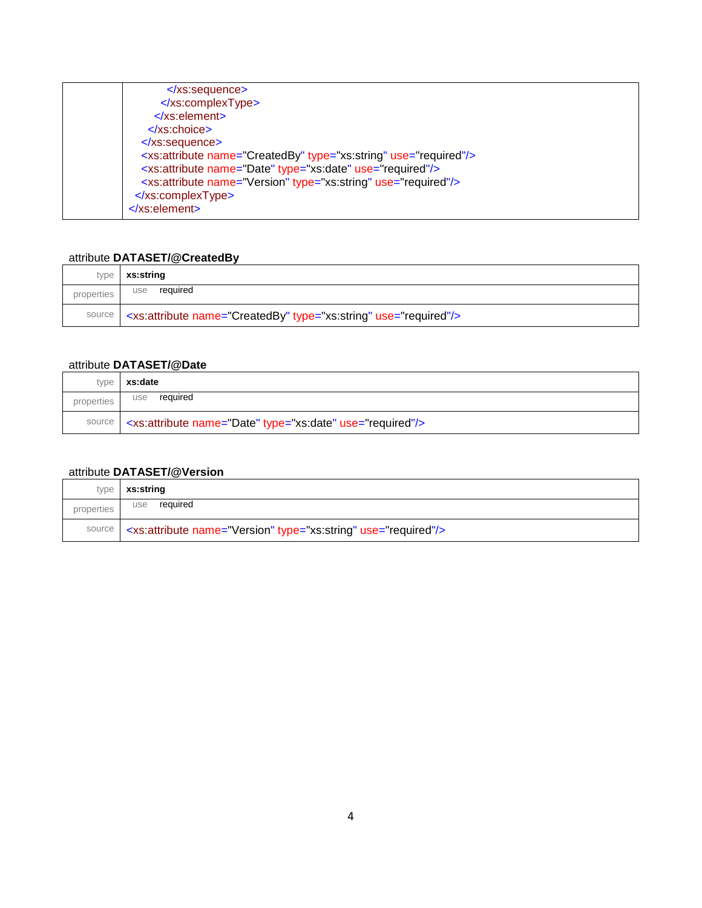| | |
|---|---|
| | ```</xs:sequence>          </xs:complexType>        </xs:element>      </xs:choice>    </xs:sequence>    <xs:attribute name="CreatedBy" type="xs:string" use="required"/>    <xs:attribute name="Date" type="xs:date" use="required"/>    <xs:attribute name="Version" type="xs:string" use="required"/>  </xs:complexType></xs:element>``` |

attribute **DATASET/@CreatedBy**

| | |
|---|---|
| type | **xs:string** |
| properties | use required |
| source | `<xs:attribute name="CreatedBy" type="xs:string" use="required"/>` |

attribute **DATASET/@Date**

| | |
|---|---|
| type | **xs:date** |
| properties | use required |
| source | `<xs:attribute name="Date" type="xs:date" use="required"/>` |

attribute **DATASET/@Version**

| | |
|---|---|
| type | **xs:string** |
| properties | use required |
| source | `<xs:attribute name="Version" type="xs:string" use="required"/>` |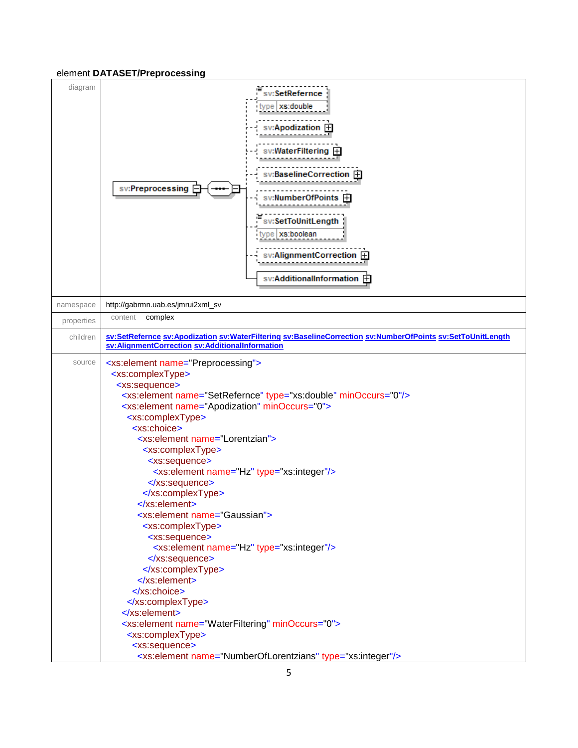element **DATASET/Preprocessing**

| | |
|---|---|
| diagram | |
| namespace | http://gabrmn.uab.es/jmrui2xml_sv |
| properties | content complex |
| children | **sv:SetRefernce** **sv:Apodization** **sv:WaterFiltering** **sv:BaselineCorrection** **sv:NumberOfPoints** **sv:SetToUnitLength** **sv:AlignmentCorrection** **sv:AdditionalInformation** |
| source | see below |

```
<xs:element name="Preprocessing">
  <xs:complexType>
    <xs:sequence>
      <xs:element name="SetRefernce" type="xs:double" minOccurs="0"/>
      <xs:element name="Apodization" minOccurs="0">
        <xs:complexType>
          <xs:choice>
            <xs:element name="Lorentzian">
              <xs:complexType>
                <xs:sequence>
                  <xs:element name="Hz" type="xs:integer"/>
                </xs:sequence>
              </xs:complexType>
            </xs:element>
            <xs:element name="Gaussian">
              <xs:complexType>
                <xs:sequence>
                  <xs:element name="Hz" type="xs:integer"/>
                </xs:sequence>
              </xs:complexType>
            </xs:element>
          </xs:choice>
        </xs:complexType>
      </xs:element>
      <xs:element name="WaterFiltering" minOccurs="0">
        <xs:complexType>
          <xs:sequence>
            <xs:element name="NumberOfLorentzians" type="xs:integer"/>
```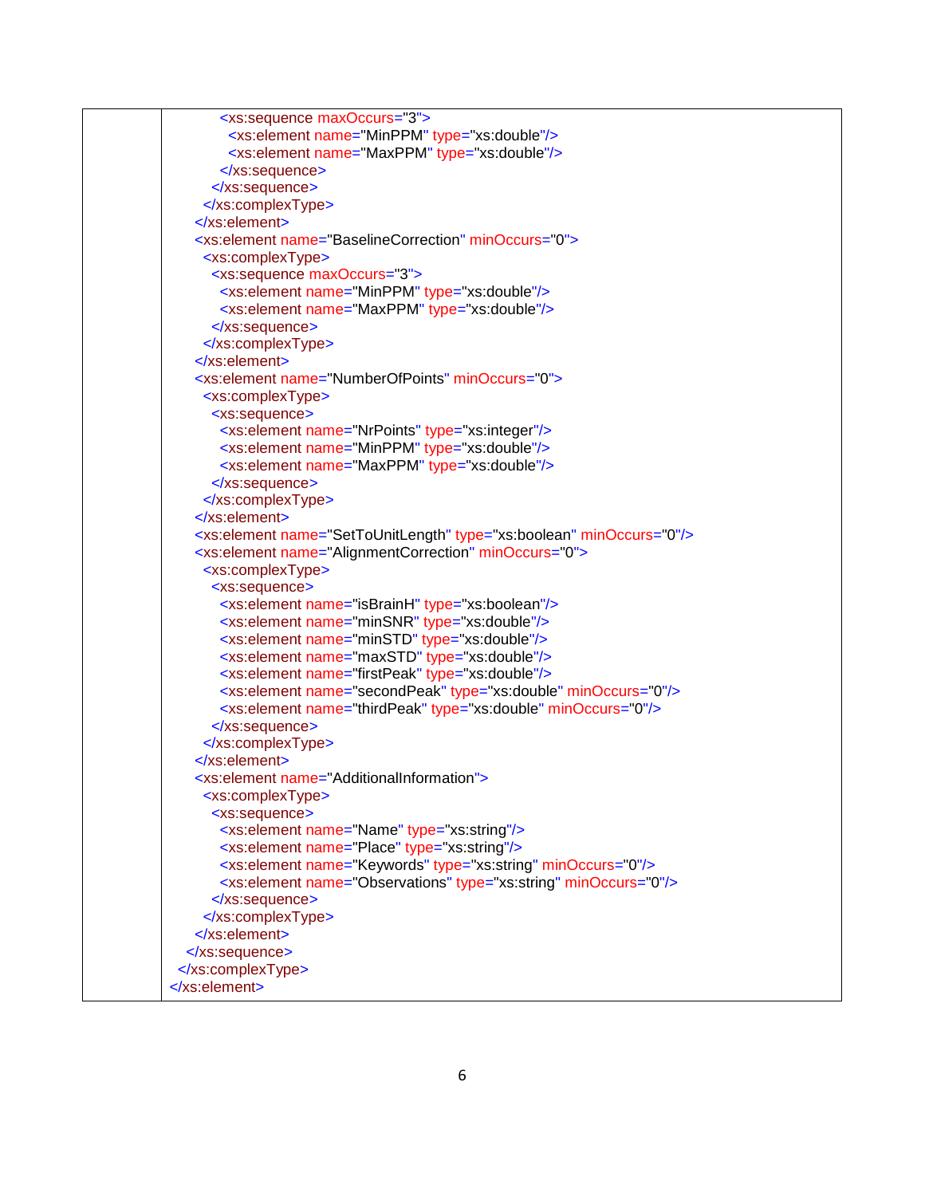```xml
          <xs:sequence maxOccurs="3">
            <xs:element name="MinPPM" type="xs:double"/>
            <xs:element name="MaxPPM" type="xs:double"/>
          </xs:sequence>
        </xs:sequence>
      </xs:complexType>
    </xs:element>
    <xs:element name="BaselineCorrection" minOccurs="0">
      <xs:complexType>
        <xs:sequence maxOccurs="3">
          <xs:element name="MinPPM" type="xs:double"/>
          <xs:element name="MaxPPM" type="xs:double"/>
        </xs:sequence>
      </xs:complexType>
    </xs:element>
    <xs:element name="NumberOfPoints" minOccurs="0">
      <xs:complexType>
        <xs:sequence>
          <xs:element name="NrPoints" type="xs:integer"/>
          <xs:element name="MinPPM" type="xs:double"/>
          <xs:element name="MaxPPM" type="xs:double"/>
        </xs:sequence>
      </xs:complexType>
    </xs:element>
    <xs:element name="SetToUnitLength" type="xs:boolean" minOccurs="0"/>
    <xs:element name="AlignmentCorrection" minOccurs="0">
      <xs:complexType>
        <xs:sequence>
          <xs:element name="isBrainH" type="xs:boolean"/>
          <xs:element name="minSNR" type="xs:double"/>
          <xs:element name="minSTD" type="xs:double"/>
          <xs:element name="maxSTD" type="xs:double"/>
          <xs:element name="firstPeak" type="xs:double"/>
          <xs:element name="secondPeak" type="xs:double" minOccurs="0"/>
          <xs:element name="thirdPeak" type="xs:double" minOccurs="0"/>
        </xs:sequence>
      </xs:complexType>
    </xs:element>
    <xs:element name="AdditionalInformation">
      <xs:complexType>
        <xs:sequence>
          <xs:element name="Name" type="xs:string"/>
          <xs:element name="Place" type="xs:string"/>
          <xs:element name="Keywords" type="xs:string" minOccurs="0"/>
          <xs:element name="Observations" type="xs:string" minOccurs="0"/>
        </xs:sequence>
      </xs:complexType>
    </xs:element>
  </xs:sequence>
 </xs:complexType>
</xs:element>
```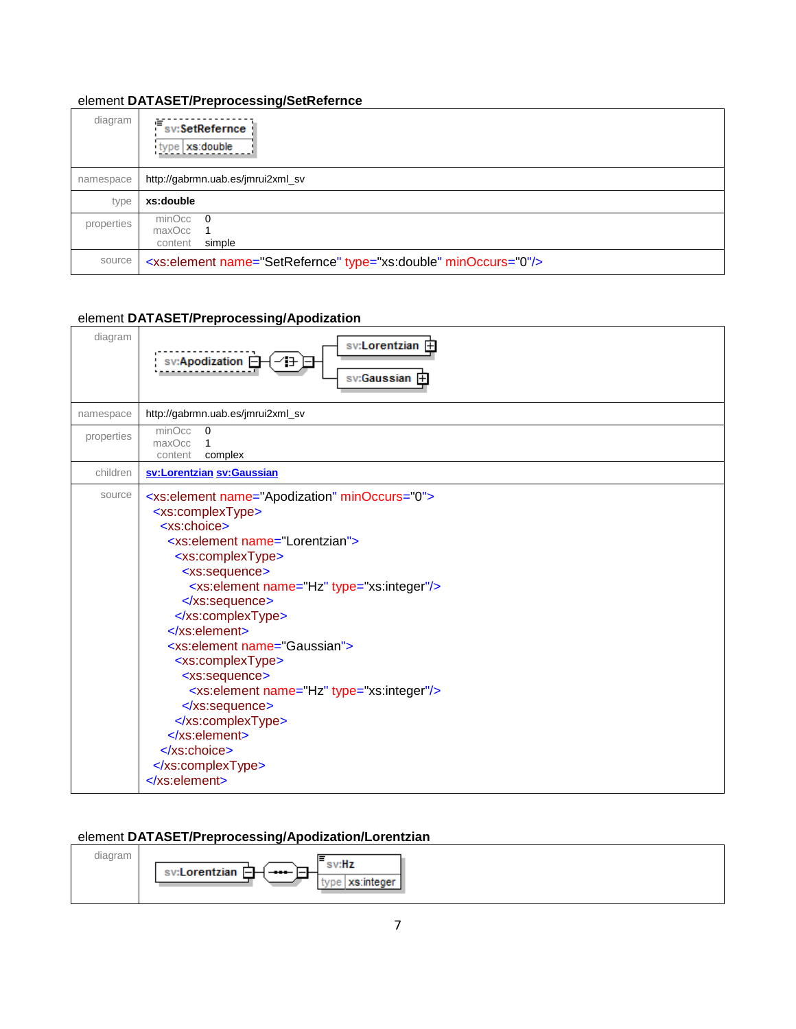## element DATASET/Preprocessing/SetRefernce

| | |
|---|---|
| diagram | |
| namespace | http://gabrmn.uab.es/jmrui2xml_sv |
| type | **xs:double** |
| properties | minOcc 0<br>maxOcc 1<br>content simple |
| source | `<xs:element name="SetRefernce" type="xs:double" minOccurs="0"/>` |

## element DATASET/Preprocessing/Apodization

| | |
|---|---|
| diagram | |
| namespace | http://gabrmn.uab.es/jmrui2xml_sv |
| properties | minOcc 0<br>maxOcc 1<br>content complex |
| children | **sv:Lorentzian sv:Gaussian** |
| source | see below |

```
<xs:element name="Apodization" minOccurs="0">
  <xs:complexType>
    <xs:choice>
      <xs:element name="Lorentzian">
        <xs:complexType>
          <xs:sequence>
            <xs:element name="Hz" type="xs:integer"/>
          </xs:sequence>
        </xs:complexType>
      </xs:element>
      <xs:element name="Gaussian">
        <xs:complexType>
          <xs:sequence>
            <xs:element name="Hz" type="xs:integer"/>
          </xs:sequence>
        </xs:complexType>
      </xs:element>
    </xs:choice>
  </xs:complexType>
</xs:element>
```

## element DATASET/Preprocessing/Apodization/Lorentzian

| | |
|---|---|
| diagram | |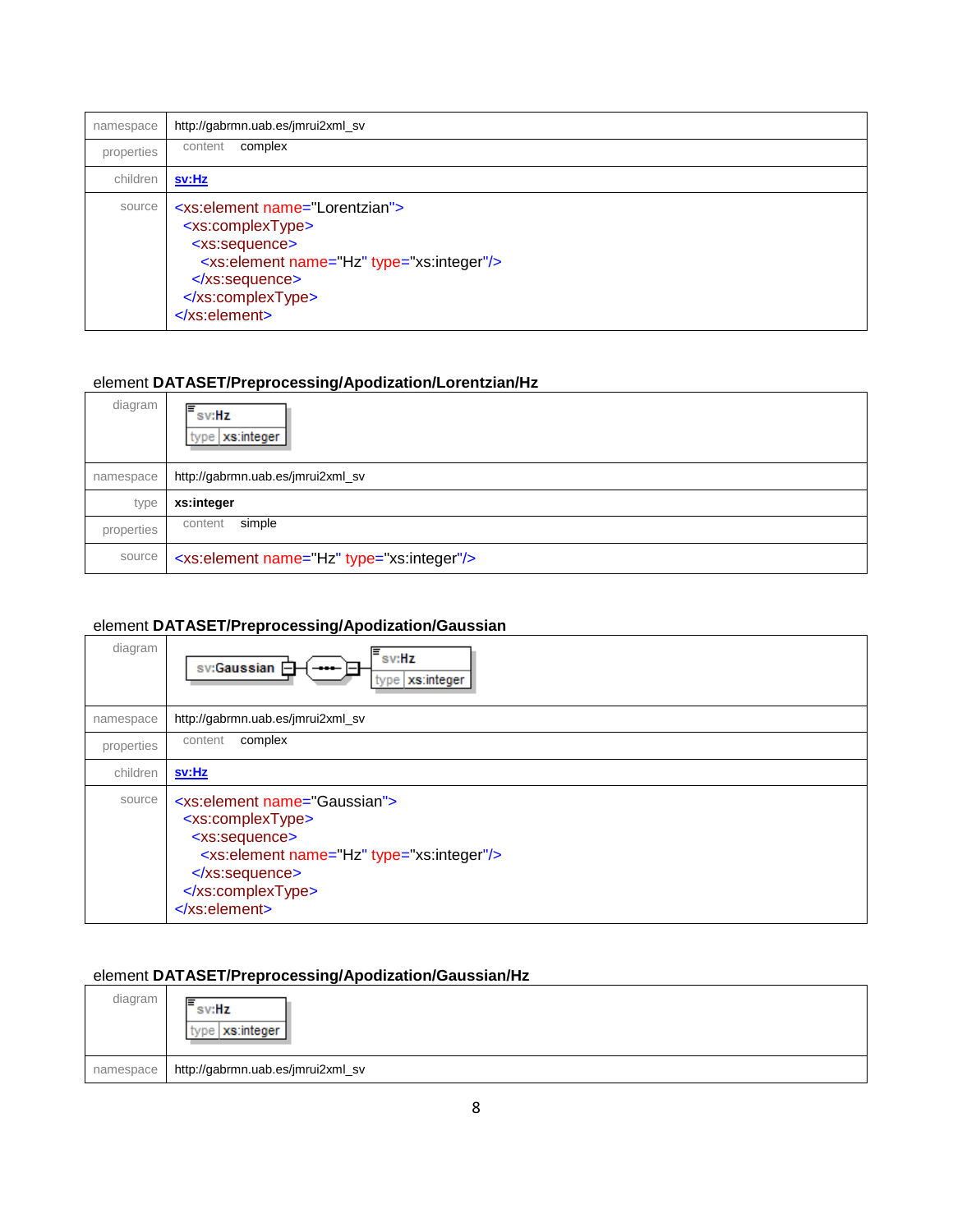| | |
|---|---|
| namespace | http://gabrmn.uab.es/jmrui2xml_sv |
| properties | content complex |
| children | **sv:Hz** |
| source | `<xs:element name="Lorentzian">`<br>`<xs:complexType>`<br>`<xs:sequence>`<br>`<xs:element name="Hz" type="xs:integer"/>`<br>`</xs:sequence>`<br>`</xs:complexType>`<br>`</xs:element>` |

element **DATASET/Preprocessing/Apodization/Lorentzian/Hz**

| | |
|---|---|
| diagram | sv:Hz — type xs:integer |
| namespace | http://gabrmn.uab.es/jmrui2xml_sv |
| type | **xs:integer** |
| properties | content simple |
| source | `<xs:element name="Hz" type="xs:integer"/>` |

element **DATASET/Preprocessing/Apodization/Gaussian**

| | |
|---|---|
| diagram | sv:Gaussian — sv:Hz (type xs:integer) |
| namespace | http://gabrmn.uab.es/jmrui2xml_sv |
| properties | content complex |
| children | **sv:Hz** |
| source | `<xs:element name="Gaussian">`<br>`<xs:complexType>`<br>`<xs:sequence>`<br>`<xs:element name="Hz" type="xs:integer"/>`<br>`</xs:sequence>`<br>`</xs:complexType>`<br>`</xs:element>` |

element **DATASET/Preprocessing/Apodization/Gaussian/Hz**

| | |
|---|---|
| diagram | sv:Hz — type xs:integer |
| namespace | http://gabrmn.uab.es/jmrui2xml_sv |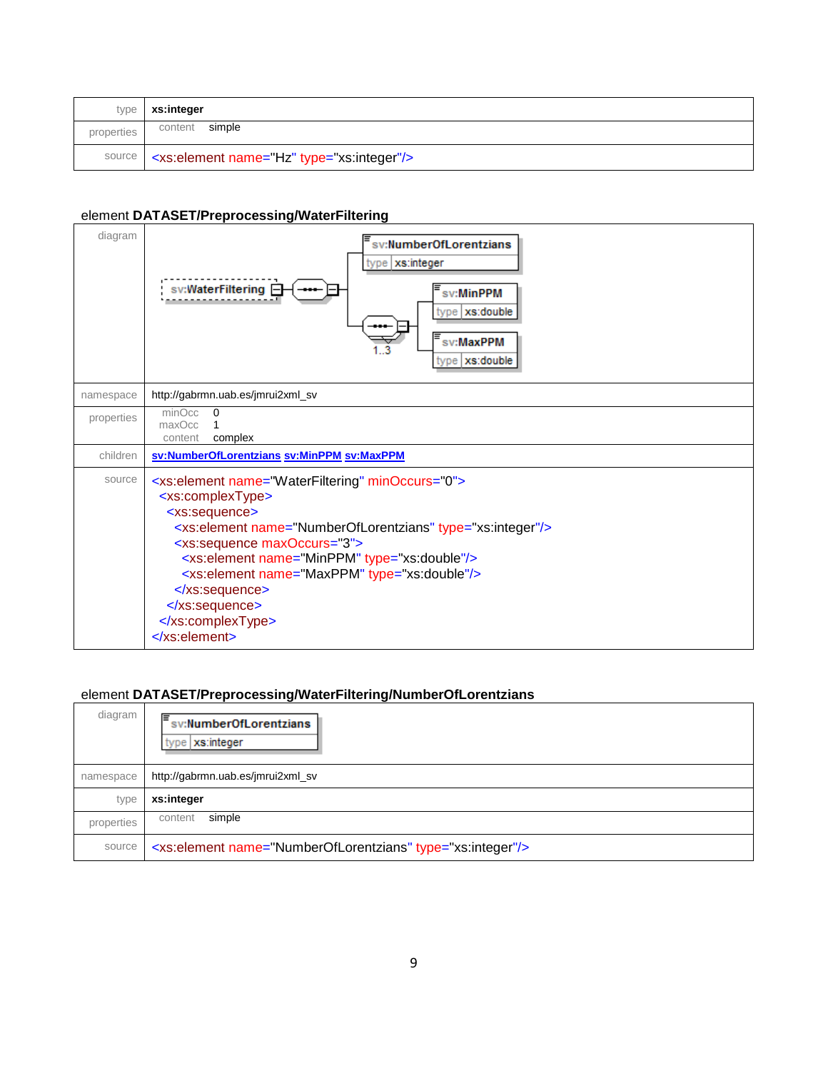| | |
|---|---|
| type | **xs:integer** |
| properties | content simple |
| source | `<xs:element name="Hz" type="xs:integer"/>` |

## element **DATASET/Preprocessing/WaterFiltering**

| | |
|---|---|
| diagram | sv:WaterFiltering; sv:NumberOfLorentzians type xs:integer; sv:MinPPM type xs:double; sv:MaxPPM type xs:double; 1..3 |
| namespace | http://gabrmn.uab.es/jmrui2xml_sv |
| properties | minOcc 0<br>maxOcc 1<br>content complex |
| children | **sv:NumberOfLorentzians sv:MinPPM sv:MaxPPM** |
| source | see below |

```
<xs:element name="WaterFiltering" minOccurs="0">
  <xs:complexType>
    <xs:sequence>
      <xs:element name="NumberOfLorentzians" type="xs:integer"/>
      <xs:sequence maxOccurs="3">
        <xs:element name="MinPPM" type="xs:double"/>
        <xs:element name="MaxPPM" type="xs:double"/>
      </xs:sequence>
    </xs:sequence>
  </xs:complexType>
</xs:element>
```

## element **DATASET/Preprocessing/WaterFiltering/NumberOfLorentzians**

| | |
|---|---|
| diagram | sv:NumberOfLorentzians type xs:integer |
| namespace | http://gabrmn.uab.es/jmrui2xml_sv |
| type | **xs:integer** |
| properties | content simple |
| source | `<xs:element name="NumberOfLorentzians" type="xs:integer"/>` |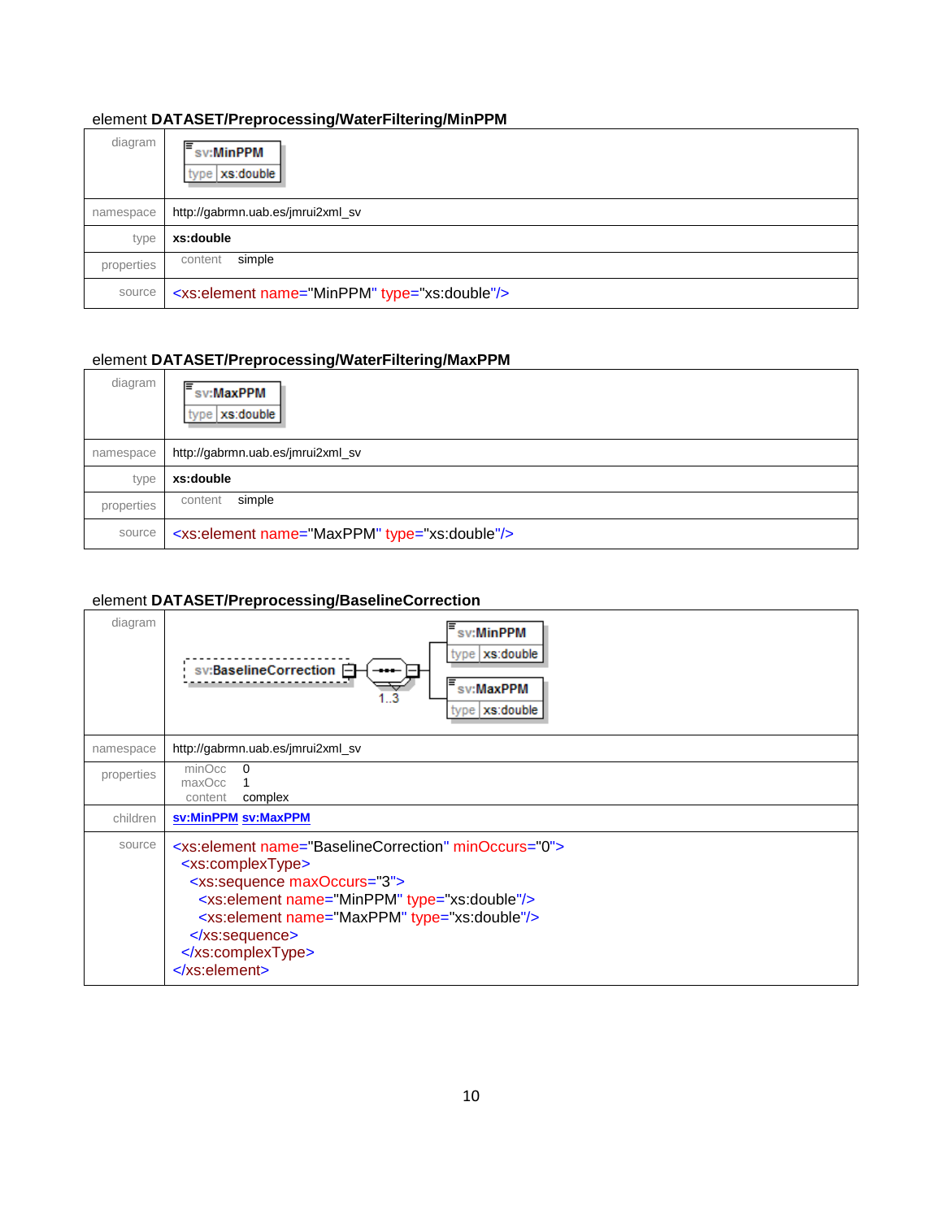### element DATASET/Preprocessing/WaterFiltering/MinPPM

| | |
|---|---|
| diagram | sv:MinPPM type xs:double |
| namespace | http://gabrmn.uab.es/jmrui2xml_sv |
| type | **xs:double** |
| properties | content simple |
| source | `<xs:element name="MinPPM" type="xs:double"/>` |

### element DATASET/Preprocessing/WaterFiltering/MaxPPM

| | |
|---|---|
| diagram | sv:MaxPPM type xs:double |
| namespace | http://gabrmn.uab.es/jmrui2xml_sv |
| type | **xs:double** |
| properties | content simple |
| source | `<xs:element name="MaxPPM" type="xs:double"/>` |

### element DATASET/Preprocessing/BaselineCorrection

| | |
|---|---|
| diagram | sv:BaselineCorrection — sequence 1..3 — sv:MinPPM (type xs:double), sv:MaxPPM (type xs:double) |
| namespace | http://gabrmn.uab.es/jmrui2xml_sv |
| properties | minOcc 0<br>maxOcc 1<br>content complex |
| children | **sv:MinPPM sv:MaxPPM** |
| source | see below |

```
<xs:element name="BaselineCorrection" minOccurs="0">
  <xs:complexType>
    <xs:sequence maxOccurs="3">
      <xs:element name="MinPPM" type="xs:double"/>
      <xs:element name="MaxPPM" type="xs:double"/>
    </xs:sequence>
  </xs:complexType>
</xs:element>
```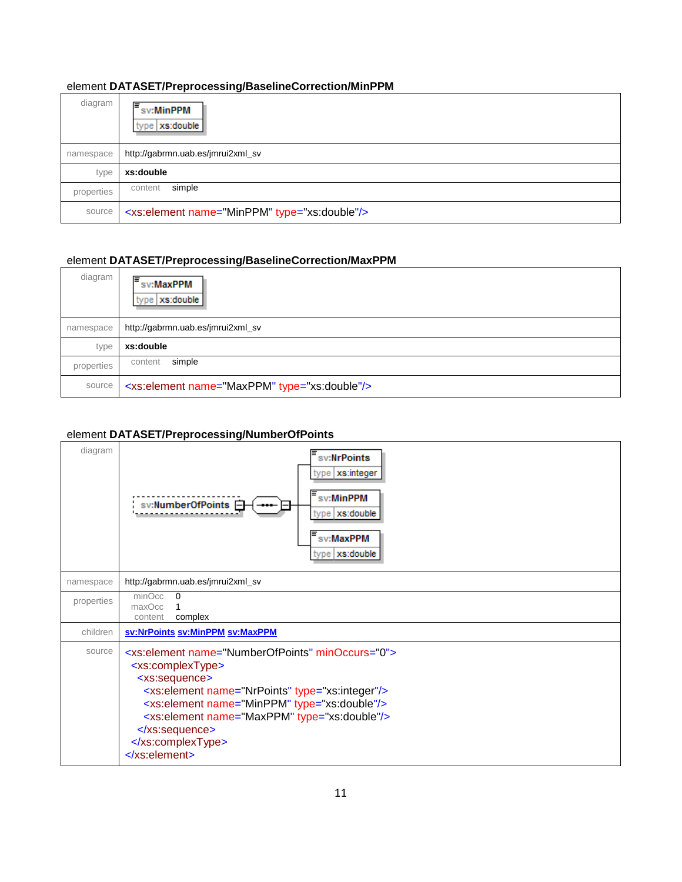element **DATASET/Preprocessing/BaselineCorrection/MinPPM**

| | |
|---|---|
| diagram | sv:MinPPM<br>type xs:double |
| namespace | http://gabrmn.uab.es/jmrui2xml_sv |
| type | **xs:double** |
| properties | content simple |
| source | `<xs:element name="MinPPM" type="xs:double"/>` |

element **DATASET/Preprocessing/BaselineCorrection/MaxPPM**

| | |
|---|---|
| diagram | sv:MaxPPM<br>type xs:double |
| namespace | http://gabrmn.uab.es/jmrui2xml_sv |
| type | **xs:double** |
| properties | content simple |
| source | `<xs:element name="MaxPPM" type="xs:double"/>` |

element **DATASET/Preprocessing/NumberOfPoints**

| | |
|---|---|
| diagram | sv:NumberOfPoints → sequence: sv:NrPoints (type xs:integer), sv:MinPPM (type xs:double), sv:MaxPPM (type xs:double) |
| namespace | http://gabrmn.uab.es/jmrui2xml_sv |
| properties | minOcc 0<br>maxOcc 1<br>content complex |
| children | **sv:NrPoints sv:MinPPM sv:MaxPPM** |
| source | see below |

```
<xs:element name="NumberOfPoints" minOccurs="0">
  <xs:complexType>
    <xs:sequence>
      <xs:element name="NrPoints" type="xs:integer"/>
      <xs:element name="MinPPM" type="xs:double"/>
      <xs:element name="MaxPPM" type="xs:double"/>
    </xs:sequence>
  </xs:complexType>
</xs:element>
```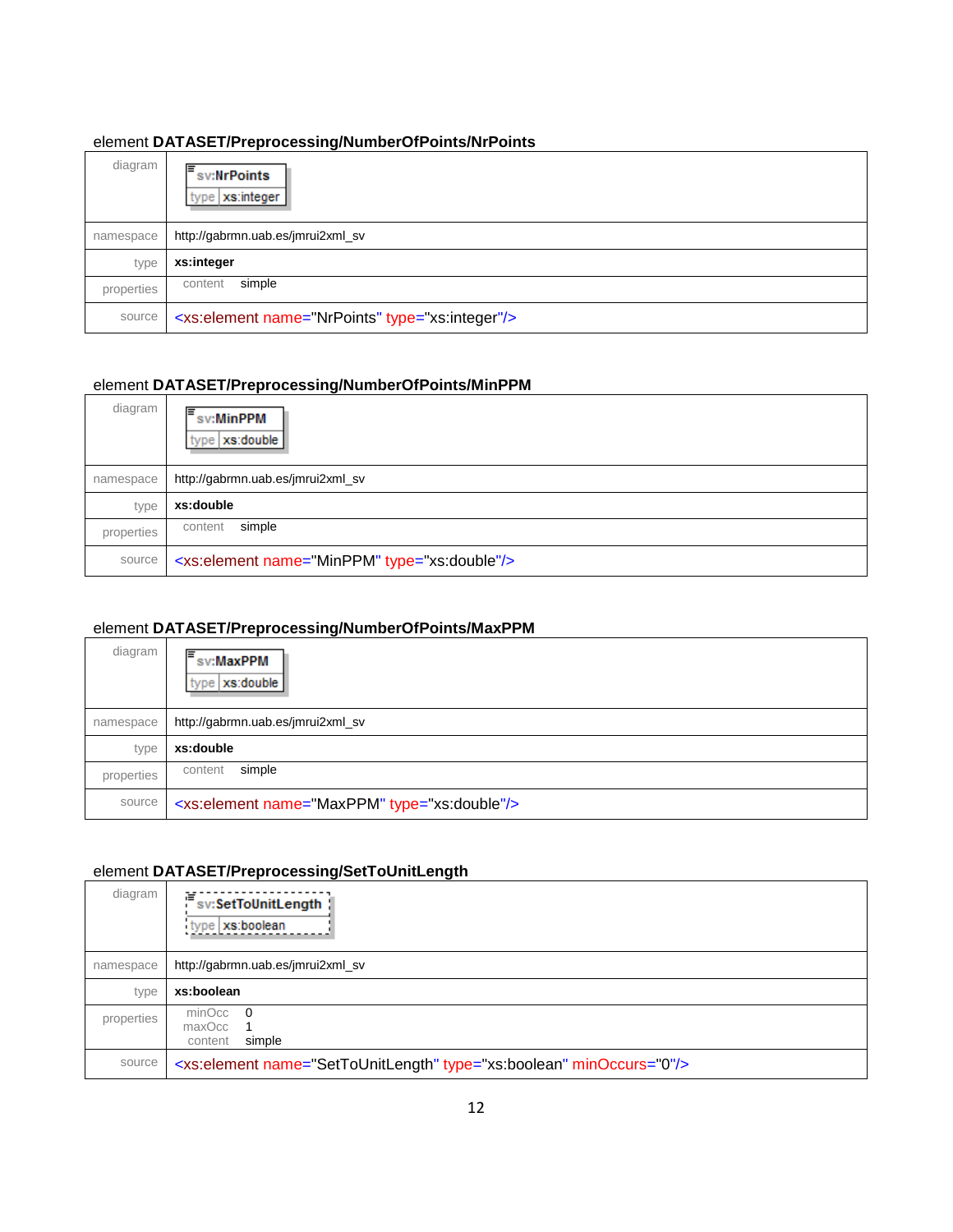element **DATASET/Preprocessing/NumberOfPoints/NrPoints**

| | |
|---|---|
| diagram | sv:NrPoints<br>type xs:integer |
| namespace | http://gabrmn.uab.es/jmrui2xml_sv |
| type | **xs:integer** |
| properties | content simple |
| source | `<xs:element name="NrPoints" type="xs:integer"/>` |

element **DATASET/Preprocessing/NumberOfPoints/MinPPM**

| | |
|---|---|
| diagram | sv:MinPPM<br>type xs:double |
| namespace | http://gabrmn.uab.es/jmrui2xml_sv |
| type | **xs:double** |
| properties | content simple |
| source | `<xs:element name="MinPPM" type="xs:double"/>` |

element **DATASET/Preprocessing/NumberOfPoints/MaxPPM**

| | |
|---|---|
| diagram | sv:MaxPPM<br>type xs:double |
| namespace | http://gabrmn.uab.es/jmrui2xml_sv |
| type | **xs:double** |
| properties | content simple |
| source | `<xs:element name="MaxPPM" type="xs:double"/>` |

element **DATASET/Preprocessing/SetToUnitLength**

| | |
|---|---|
| diagram | sv:SetToUnitLength<br>type xs:boolean |
| namespace | http://gabrmn.uab.es/jmrui2xml_sv |
| type | **xs:boolean** |
| properties | minOcc 0<br>maxOcc 1<br>content simple |
| source | `<xs:element name="SetToUnitLength" type="xs:boolean" minOccurs="0"/>` |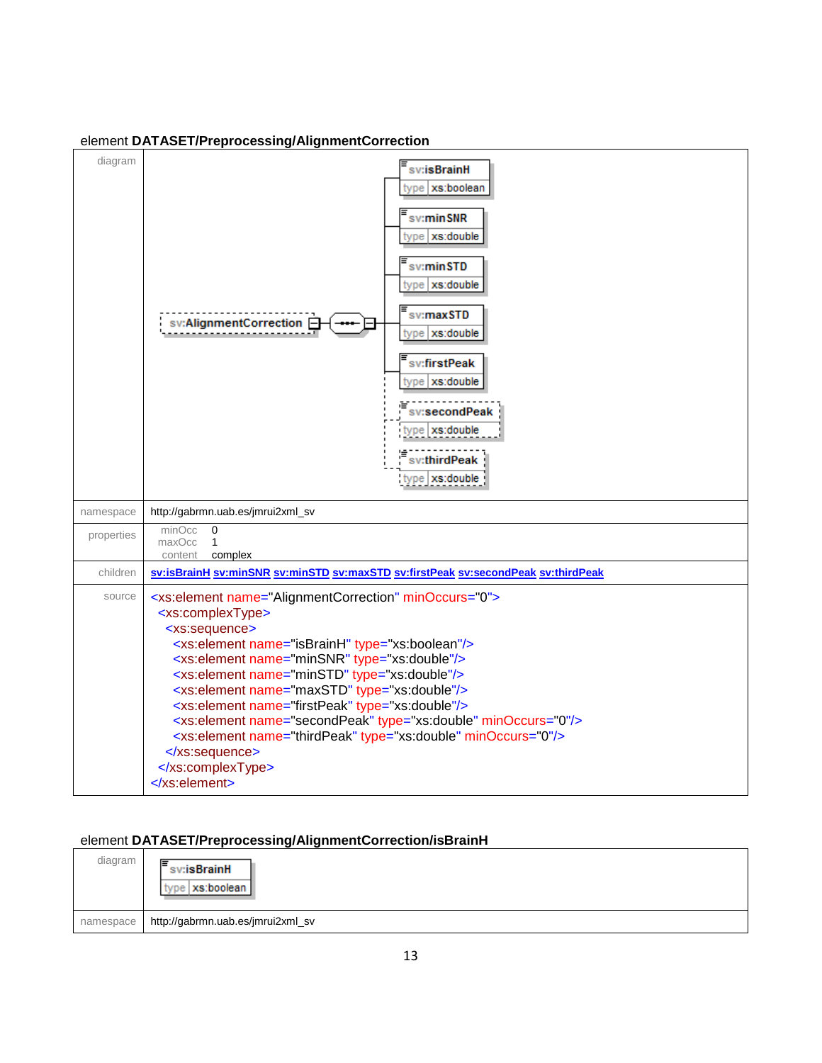element **DATASET/Preprocessing/AlignmentCorrection**

| | |
|---|---|
| diagram | sv:AlignmentCorrection — sv:isBrainH (type xs:boolean), sv:minSNR (type xs:double), sv:minSTD (type xs:double), sv:maxSTD (type xs:double), sv:firstPeak (type xs:double), sv:secondPeak (type xs:double), sv:thirdPeak (type xs:double) |
| namespace | http://gabrmn.uab.es/jmrui2xml_sv |
| properties | minOcc 0<br>maxOcc 1<br>content complex |
| children | **sv:isBrainH** **sv:minSNR** **sv:minSTD** **sv:maxSTD** **sv:firstPeak** **sv:secondPeak** **sv:thirdPeak** |
| source | see below |

```
<xs:element name="AlignmentCorrection" minOccurs="0">
  <xs:complexType>
    <xs:sequence>
      <xs:element name="isBrainH" type="xs:boolean"/>
      <xs:element name="minSNR" type="xs:double"/>
      <xs:element name="minSTD" type="xs:double"/>
      <xs:element name="maxSTD" type="xs:double"/>
      <xs:element name="firstPeak" type="xs:double"/>
      <xs:element name="secondPeak" type="xs:double" minOccurs="0"/>
      <xs:element name="thirdPeak" type="xs:double" minOccurs="0"/>
    </xs:sequence>
  </xs:complexType>
</xs:element>
```

element **DATASET/Preprocessing/AlignmentCorrection/isBrainH**

| | |
|---|---|
| diagram | sv:isBrainH (type xs:boolean) |
| namespace | http://gabrmn.uab.es/jmrui2xml_sv |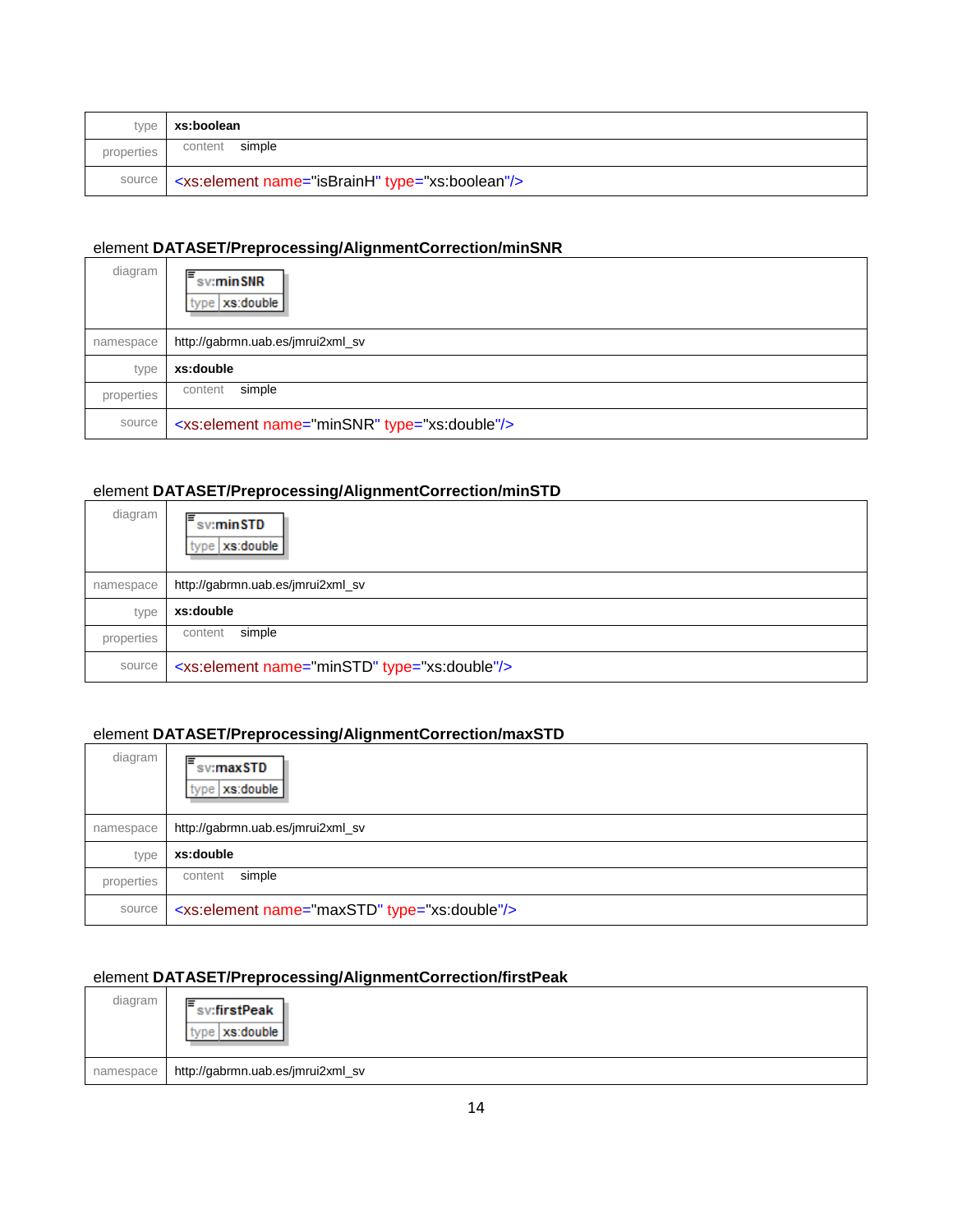| | |
|---|---|
| type | **xs:boolean** |
| properties | content simple |
| source | <xs:element name="isBrainH" type="xs:boolean"/> |

element **DATASET/Preprocessing/AlignmentCorrection/minSNR**

| | |
|---|---|
| diagram | sv:minSNR type xs:double |
| namespace | http://gabrmn.uab.es/jmrui2xml_sv |
| type | **xs:double** |
| properties | content simple |
| source | <xs:element name="minSNR" type="xs:double"/> |

element **DATASET/Preprocessing/AlignmentCorrection/minSTD**

| | |
|---|---|
| diagram | sv:minSTD type xs:double |
| namespace | http://gabrmn.uab.es/jmrui2xml_sv |
| type | **xs:double** |
| properties | content simple |
| source | <xs:element name="minSTD" type="xs:double"/> |

element **DATASET/Preprocessing/AlignmentCorrection/maxSTD**

| | |
|---|---|
| diagram | sv:maxSTD type xs:double |
| namespace | http://gabrmn.uab.es/jmrui2xml_sv |
| type | **xs:double** |
| properties | content simple |
| source | <xs:element name="maxSTD" type="xs:double"/> |

element **DATASET/Preprocessing/AlignmentCorrection/firstPeak**

| | |
|---|---|
| diagram | sv:firstPeak type xs:double |
| namespace | http://gabrmn.uab.es/jmrui2xml_sv |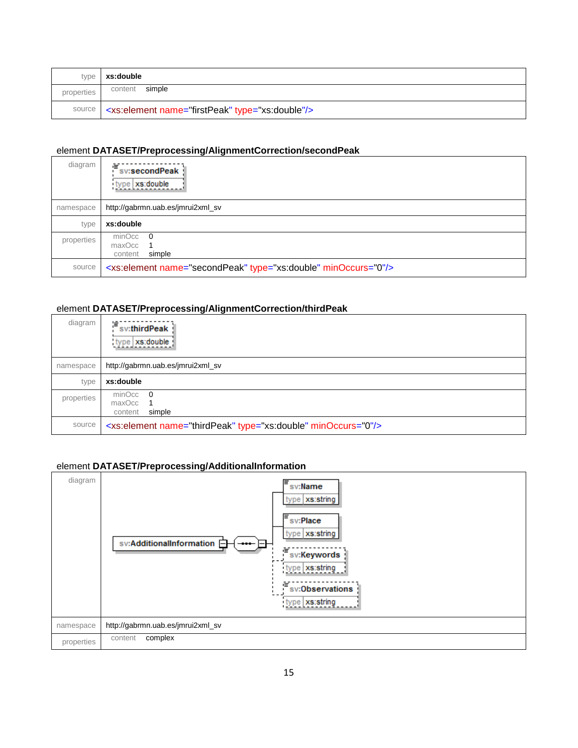| | |
|---|---|
| type | **xs:double** |
| properties | content simple |
| source | <xs:element name="firstPeak" type="xs:double"/> |

element **DATASET/Preprocessing/AlignmentCorrection/secondPeak**

| | |
|---|---|
| diagram | sv:secondPeak<br>type xs:double |
| namespace | http://gabrmn.uab.es/jmrui2xml_sv |
| type | **xs:double** |
| properties | minOcc 0<br>maxOcc 1<br>content simple |
| source | <xs:element name="secondPeak" type="xs:double" minOccurs="0"/> |

element **DATASET/Preprocessing/AlignmentCorrection/thirdPeak**

| | |
|---|---|
| diagram | sv:thirdPeak<br>type xs:double |
| namespace | http://gabrmn.uab.es/jmrui2xml_sv |
| type | **xs:double** |
| properties | minOcc 0<br>maxOcc 1<br>content simple |
| source | <xs:element name="thirdPeak" type="xs:double" minOccurs="0"/> |

element **DATASET/Preprocessing/AdditionalInformation**

| | |
|---|---|
| diagram | sv:AdditionalInformation<br>sv:Name type xs:string<br>sv:Place type xs:string<br>sv:Keywords type xs:string<br>sv:Observations type xs:string |
| namespace | http://gabrmn.uab.es/jmrui2xml_sv |
| properties | content complex |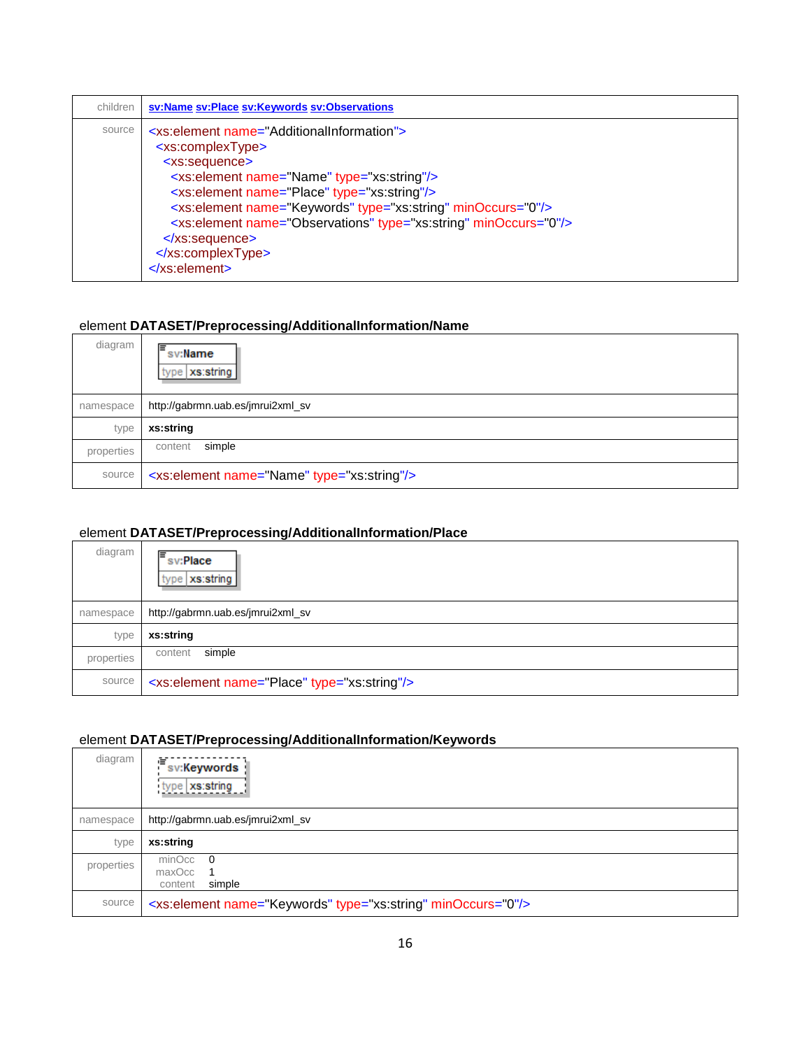| | |
|---|---|
| children | sv:Name sv:Place sv:Keywords sv:Observations |
| source | `<xs:element name="AdditionalInformation">`<br>`  <xs:complexType>`<br>`    <xs:sequence>`<br>`      <xs:element name="Name" type="xs:string"/>`<br>`      <xs:element name="Place" type="xs:string"/>`<br>`      <xs:element name="Keywords" type="xs:string" minOccurs="0"/>`<br>`      <xs:element name="Observations" type="xs:string" minOccurs="0"/>`<br>`    </xs:sequence>`<br>`  </xs:complexType>`<br>`</xs:element>` |

element **DATASET/Preprocessing/AdditionalInformation/Name**

| | |
|---|---|
| diagram | sv:Name<br>type xs:string |
| namespace | http://gabrmn.uab.es/jmrui2xml_sv |
| type | **xs:string** |
| properties | content simple |
| source | `<xs:element name="Name" type="xs:string"/>` |

element **DATASET/Preprocessing/AdditionalInformation/Place**

| | |
|---|---|
| diagram | sv:Place<br>type xs:string |
| namespace | http://gabrmn.uab.es/jmrui2xml_sv |
| type | **xs:string** |
| properties | content simple |
| source | `<xs:element name="Place" type="xs:string"/>` |

element **DATASET/Preprocessing/AdditionalInformation/Keywords**

| | |
|---|---|
| diagram | sv:Keywords<br>type xs:string |
| namespace | http://gabrmn.uab.es/jmrui2xml_sv |
| type | **xs:string** |
| properties | minOcc 0<br>maxOcc 1<br>content simple |
| source | `<xs:element name="Keywords" type="xs:string" minOccurs="0"/>` |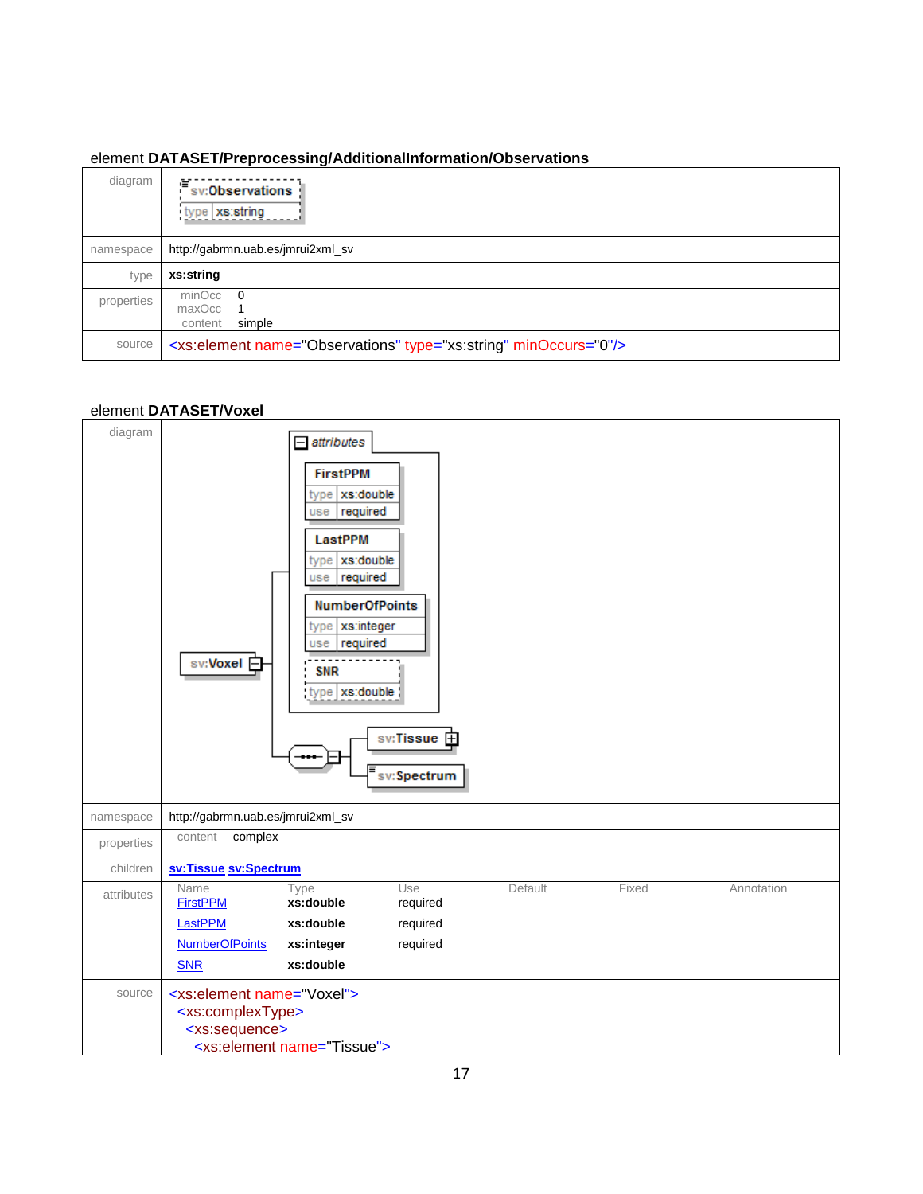element **DATASET/Preprocessing/AdditionalInformation/Observations**

| | |
|---|---|
| diagram | sv:Observations<br>type xs:string |
| namespace | http://gabrmn.uab.es/jmrui2xml_sv |
| type | **xs:string** |
| properties | minOcc 0<br>maxOcc 1<br>content simple |
| source | `<xs:element name="Observations" type="xs:string" minOccurs="0"/>` |

element **DATASET/Voxel**

| | |
|---|---|
| diagram | sv:Voxel<br>attributes: FirstPPM (type xs:double, use required); LastPPM (type xs:double, use required); NumberOfPoints (type xs:integer, use required); SNR (type xs:double)<br>sv:Tissue<br>sv:Spectrum |
| namespace | http://gabrmn.uab.es/jmrui2xml_sv |
| properties | content complex |
| children | **sv:Tissue sv:Spectrum** |
| attributes | see table below |
| source | see code below |

| Name | Type | Use | Default | Fixed | Annotation |
|---|---|---|---|---|---|
| FirstPPM | **xs:double** | required | | | |
| LastPPM | **xs:double** | required | | | |
| NumberOfPoints | **xs:integer** | required | | | |
| SNR | **xs:double** | | | | |

```
<xs:element name="Voxel">
  <xs:complexType>
    <xs:sequence>
      <xs:element name="Tissue">
```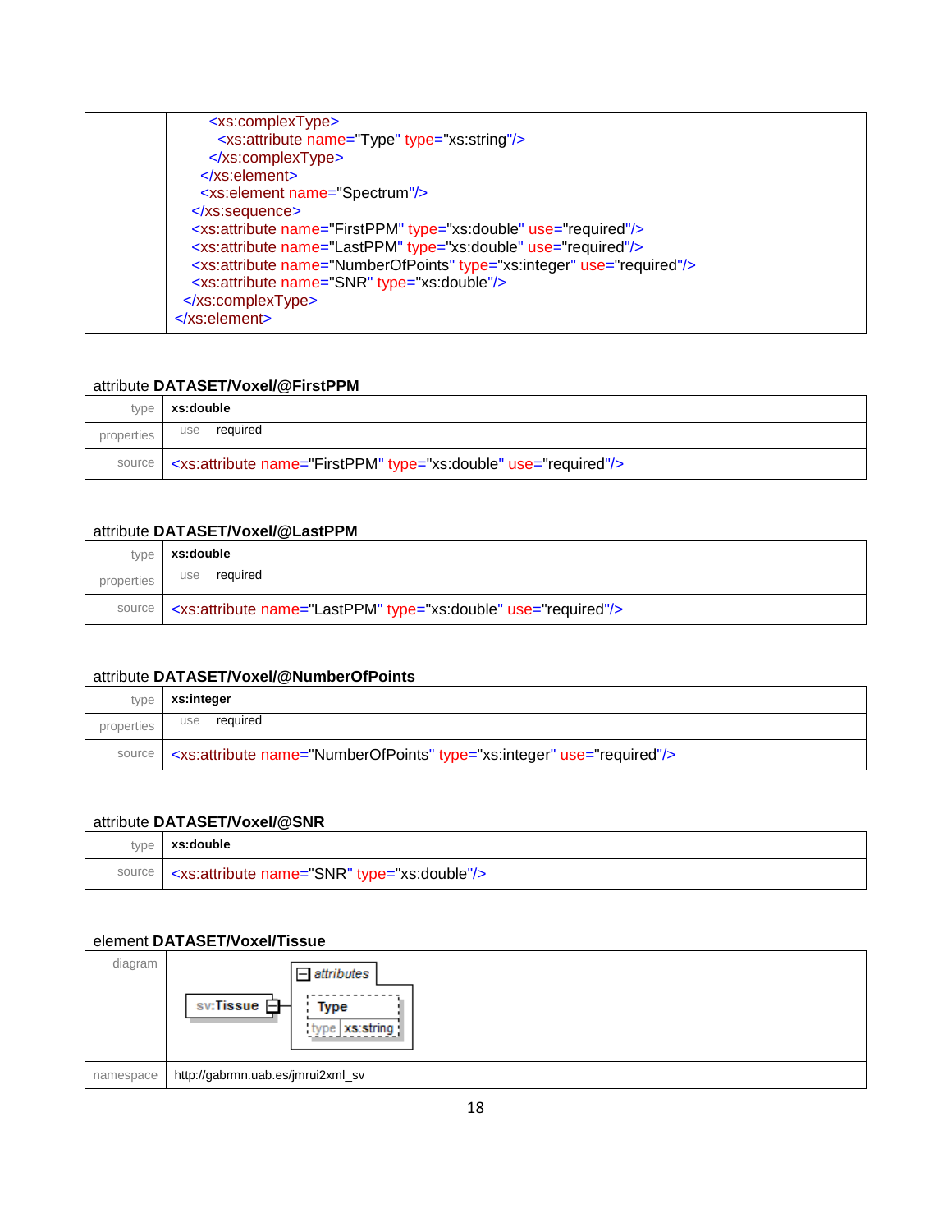| | |
|---|---|
| | ```<xs:complexType>``` |

```
      <xs:complexType>
        <xs:attribute name="Type" type="xs:string"/>
      </xs:complexType>
    </xs:element>
    <xs:element name="Spectrum"/>
  </xs:sequence>
  <xs:attribute name="FirstPPM" type="xs:double" use="required"/>
  <xs:attribute name="LastPPM" type="xs:double" use="required"/>
  <xs:attribute name="NumberOfPoints" type="xs:integer" use="required"/>
  <xs:attribute name="SNR" type="xs:double"/>
</xs:complexType>
</xs:element>
```

attribute **DATASET/Voxel/@FirstPPM**

| | |
|---|---|
| type | **xs:double** |
| properties | use required |
| source | `<xs:attribute name="FirstPPM" type="xs:double" use="required"/>` |

attribute **DATASET/Voxel/@LastPPM**

| | |
|---|---|
| type | **xs:double** |
| properties | use required |
| source | `<xs:attribute name="LastPPM" type="xs:double" use="required"/>` |

attribute **DATASET/Voxel/@NumberOfPoints**

| | |
|---|---|
| type | **xs:integer** |
| properties | use required |
| source | `<xs:attribute name="NumberOfPoints" type="xs:integer" use="required"/>` |

attribute **DATASET/Voxel/@SNR**

| | |
|---|---|
| type | **xs:double** |
| source | `<xs:attribute name="SNR" type="xs:double"/>` |

element **DATASET/Voxel/Tissue**

| | |
|---|---|
| diagram | sv:Tissue — attributes: Type (type xs:string) |
| namespace | http://gabrmn.uab.es/jmrui2xml_sv |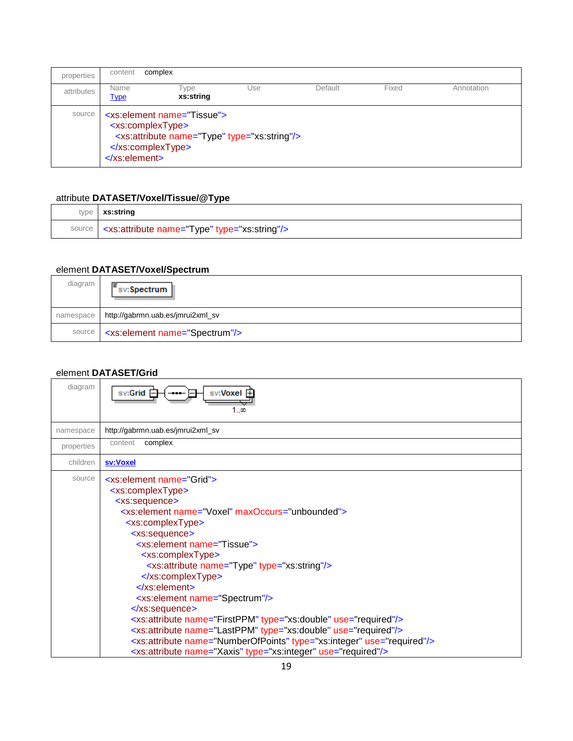| properties | content complex | | | | | |
|---|---|---|---|---|---|---|
| attributes | Name | Type | Use | Default | Fixed | Annotation |
| | Type | xs:string | | | | |
| source | `<xs:element name="Tissue"> <xs:complexType> <xs:attribute name="Type" type="xs:string"/> </xs:complexType> </xs:element>` | | | | | |

### attribute **DATASET/Voxel/Tissue/@Type**

| type | **xs:string** |
|---|---|
| source | `<xs:attribute name="Type" type="xs:string"/>` |

### element **DATASET/Voxel/Spectrum**

| diagram | sv:Spectrum |
|---|---|
| namespace | http://gabrmn.uab.es/jmrui2xml_sv |
| source | `<xs:element name="Spectrum"/>` |

### element **DATASET/Grid**

| diagram | sv:Grid — sv:Voxel 1..∞ |
|---|---|
| namespace | http://gabrmn.uab.es/jmrui2xml_sv |
| properties | content complex |
| children | **sv:Voxel** |
| source | (see below) |

```
<xs:element name="Grid">
  <xs:complexType>
    <xs:sequence>
      <xs:element name="Voxel" maxOccurs="unbounded">
        <xs:complexType>
          <xs:sequence>
            <xs:element name="Tissue">
              <xs:complexType>
                <xs:attribute name="Type" type="xs:string"/>
              </xs:complexType>
            </xs:element>
            <xs:element name="Spectrum"/>
          </xs:sequence>
          <xs:attribute name="FirstPPM" type="xs:double" use="required"/>
          <xs:attribute name="LastPPM" type="xs:double" use="required"/>
          <xs:attribute name="NumberOfPoints" type="xs:integer" use="required"/>
          <xs:attribute name="Xaxis" type="xs:integer" use="required"/>
```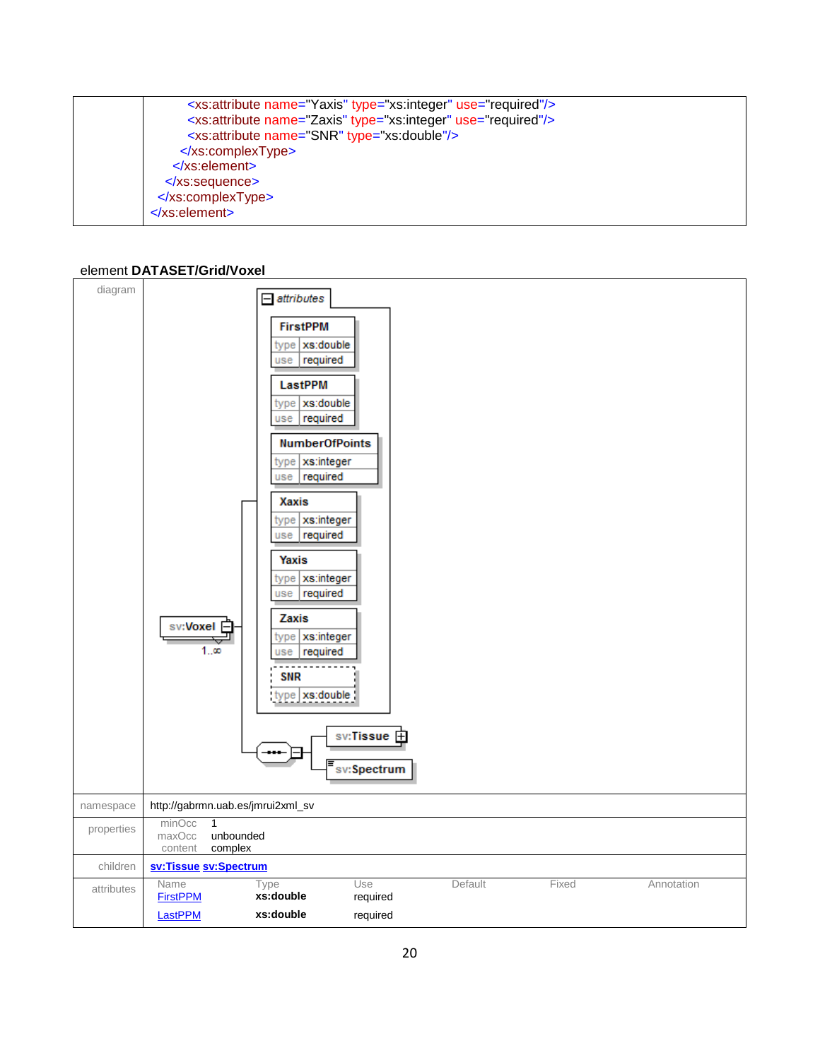| | |
|---|---|
| | `<xs:attribute name="Yaxis" type="xs:integer" use="required"/>`<br>`<xs:attribute name="Zaxis" type="xs:integer" use="required"/>`<br>`<xs:attribute name="SNR" type="xs:double"/>`<br>`</xs:complexType>`<br>`</xs:element>`<br>`</xs:sequence>`<br>`</xs:complexType>`<br>`</xs:element>` |

element **DATASET/Grid/Voxel**

| | |
|---|---|
| diagram | sv:Voxel 1..∞ — attributes: FirstPPM (type xs:double, use required); LastPPM (type xs:double, use required); NumberOfPoints (type xs:integer, use required); Xaxis (type xs:integer, use required); Yaxis (type xs:integer, use required); Zaxis (type xs:integer, use required); SNR (type xs:double) — sequence: sv:Tissue, sv:Spectrum |
| namespace | http://gabrmn.uab.es/jmrui2xml_sv |
| properties | minOcc 1<br>maxOcc unbounded<br>content complex |
| children | **sv:Tissue sv:Spectrum** |
| attributes | see table below |

| Name | Type | Use | Default | Fixed | Annotation |
|---|---|---|---|---|---|
| FirstPPM | **xs:double** | required | | | |
| LastPPM | **xs:double** | required | | | |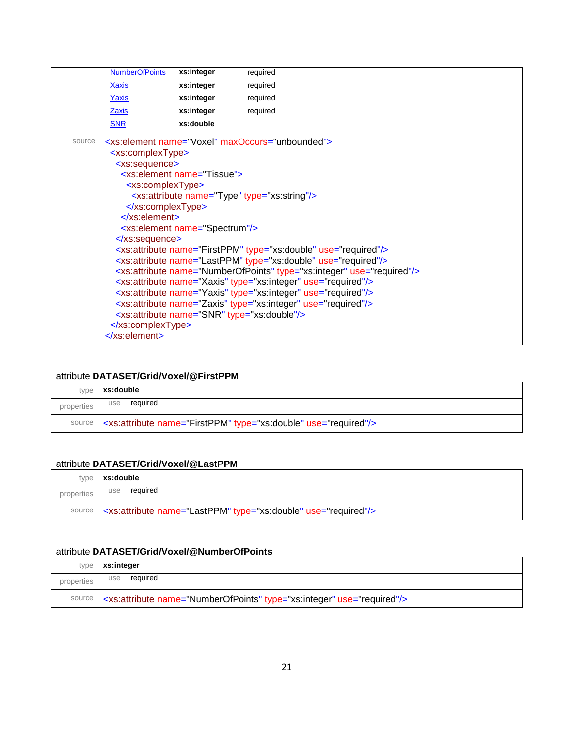| | | | |
|---|---|---|---|
| | NumberOfPoints | xs:integer | required |
| | Xaxis | xs:integer | required |
| | Yaxis | xs:integer | required |
| | Zaxis | xs:integer | required |
| | SNR | xs:double | |

source

```
<xs:element name="Voxel" maxOccurs="unbounded">
  <xs:complexType>
    <xs:sequence>
      <xs:element name="Tissue">
        <xs:complexType>
          <xs:attribute name="Type" type="xs:string"/>
        </xs:complexType>
      </xs:element>
      <xs:element name="Spectrum"/>
    </xs:sequence>
    <xs:attribute name="FirstPPM" type="xs:double" use="required"/>
    <xs:attribute name="LastPPM" type="xs:double" use="required"/>
    <xs:attribute name="NumberOfPoints" type="xs:integer" use="required"/>
    <xs:attribute name="Xaxis" type="xs:integer" use="required"/>
    <xs:attribute name="Yaxis" type="xs:integer" use="required"/>
    <xs:attribute name="Zaxis" type="xs:integer" use="required"/>
    <xs:attribute name="SNR" type="xs:double"/>
  </xs:complexType>
</xs:element>
```

attribute **DATASET/Grid/Voxel/@FirstPPM**

| | |
|---|---|
| type | **xs:double** |
| properties | use required |
| source | `<xs:attribute name="FirstPPM" type="xs:double" use="required"/>` |

attribute **DATASET/Grid/Voxel/@LastPPM**

| | |
|---|---|
| type | **xs:double** |
| properties | use required |
| source | `<xs:attribute name="LastPPM" type="xs:double" use="required"/>` |

attribute **DATASET/Grid/Voxel/@NumberOfPoints**

| | |
|---|---|
| type | **xs:integer** |
| properties | use required |
| source | `<xs:attribute name="NumberOfPoints" type="xs:integer" use="required"/>` |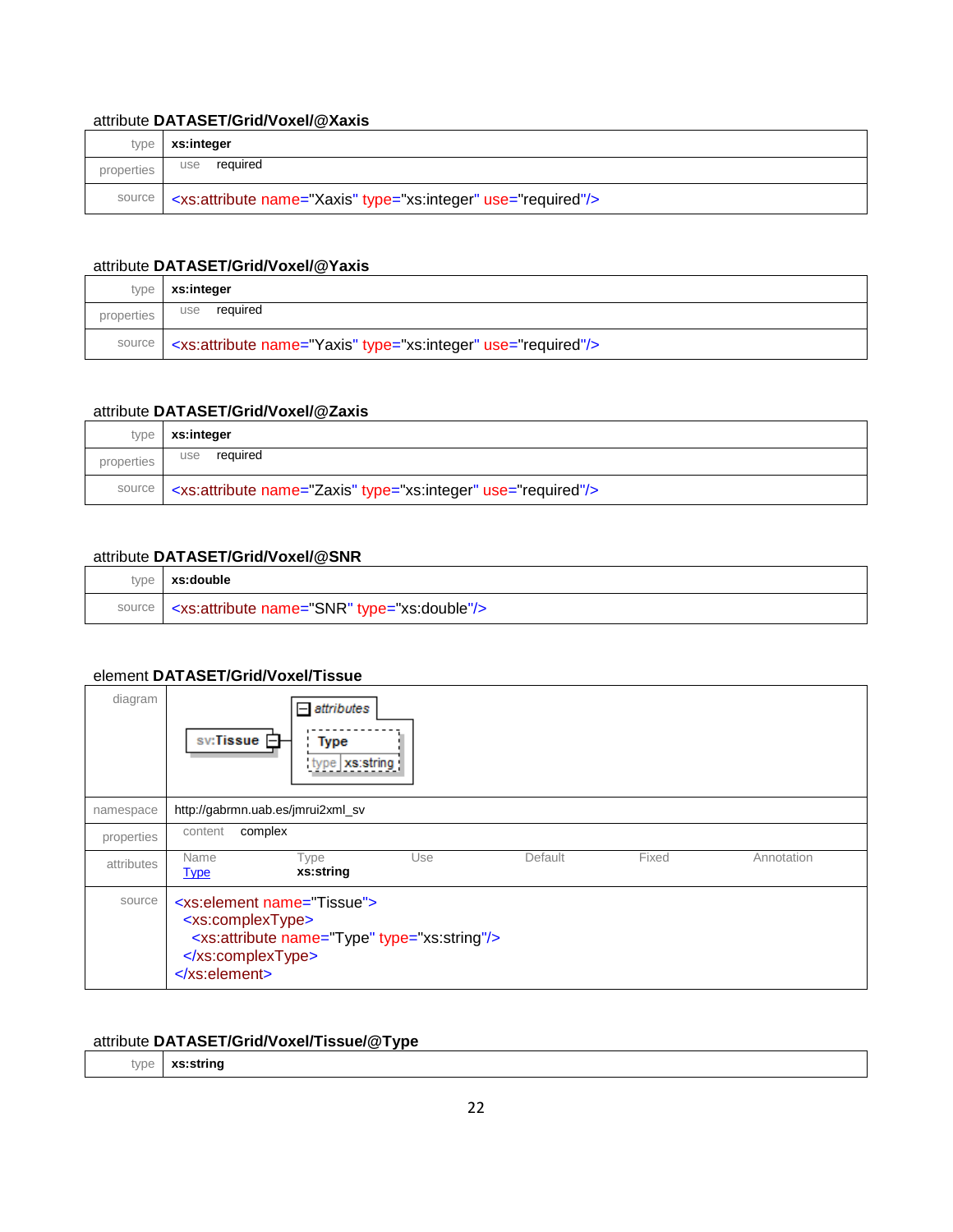attribute **DATASET/Grid/Voxel/@Xaxis**

| | |
|---|---|
| type | **xs:integer** |
| properties | use required |
| source | `<xs:attribute name="Xaxis" type="xs:integer" use="required"/>` |

attribute **DATASET/Grid/Voxel/@Yaxis**

| | |
|---|---|
| type | **xs:integer** |
| properties | use required |
| source | `<xs:attribute name="Yaxis" type="xs:integer" use="required"/>` |

attribute **DATASET/Grid/Voxel/@Zaxis**

| | |
|---|---|
| type | **xs:integer** |
| properties | use required |
| source | `<xs:attribute name="Zaxis" type="xs:integer" use="required"/>` |

attribute **DATASET/Grid/Voxel/@SNR**

| | |
|---|---|
| type | **xs:double** |
| source | `<xs:attribute name="SNR" type="xs:double"/>` |

element **DATASET/Grid/Voxel/Tissue**

| | |
|---|---|
| diagram | sv:Tissue — attributes: Type (type xs:string) |
| namespace | http://gabrmn.uab.es/jmrui2xml_sv |
| properties | content complex |
| attributes | Name: Type; Type: **xs:string**; Use; Default; Fixed; Annotation |
| source | see below |

| Name | Type | Use | Default | Fixed | Annotation |
|---|---|---|---|---|---|
| Type | **xs:string** | | | | |

```
<xs:element name="Tissue">
  <xs:complexType>
    <xs:attribute name="Type" type="xs:string"/>
  </xs:complexType>
</xs:element>
```

attribute **DATASET/Grid/Voxel/Tissue/@Type**

| | |
|---|---|
| type | **xs:string** |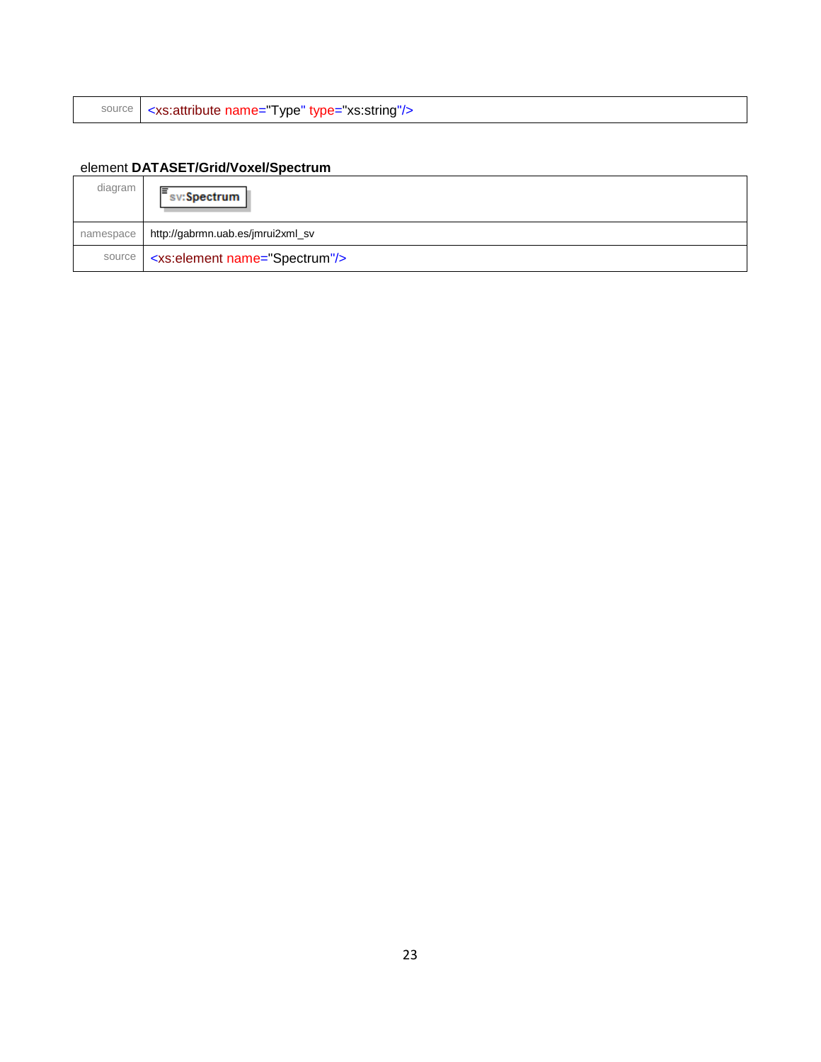| | |
|---|---|
| source | `<xs:attribute name="Type" type="xs:string"/>` |

element **DATASET/Grid/Voxel/Spectrum**

| | |
|---|---|
| diagram | sv:Spectrum |
| namespace | http://gabrmn.uab.es/jmrui2xml_sv |
| source | `<xs:element name="Spectrum"/>` |